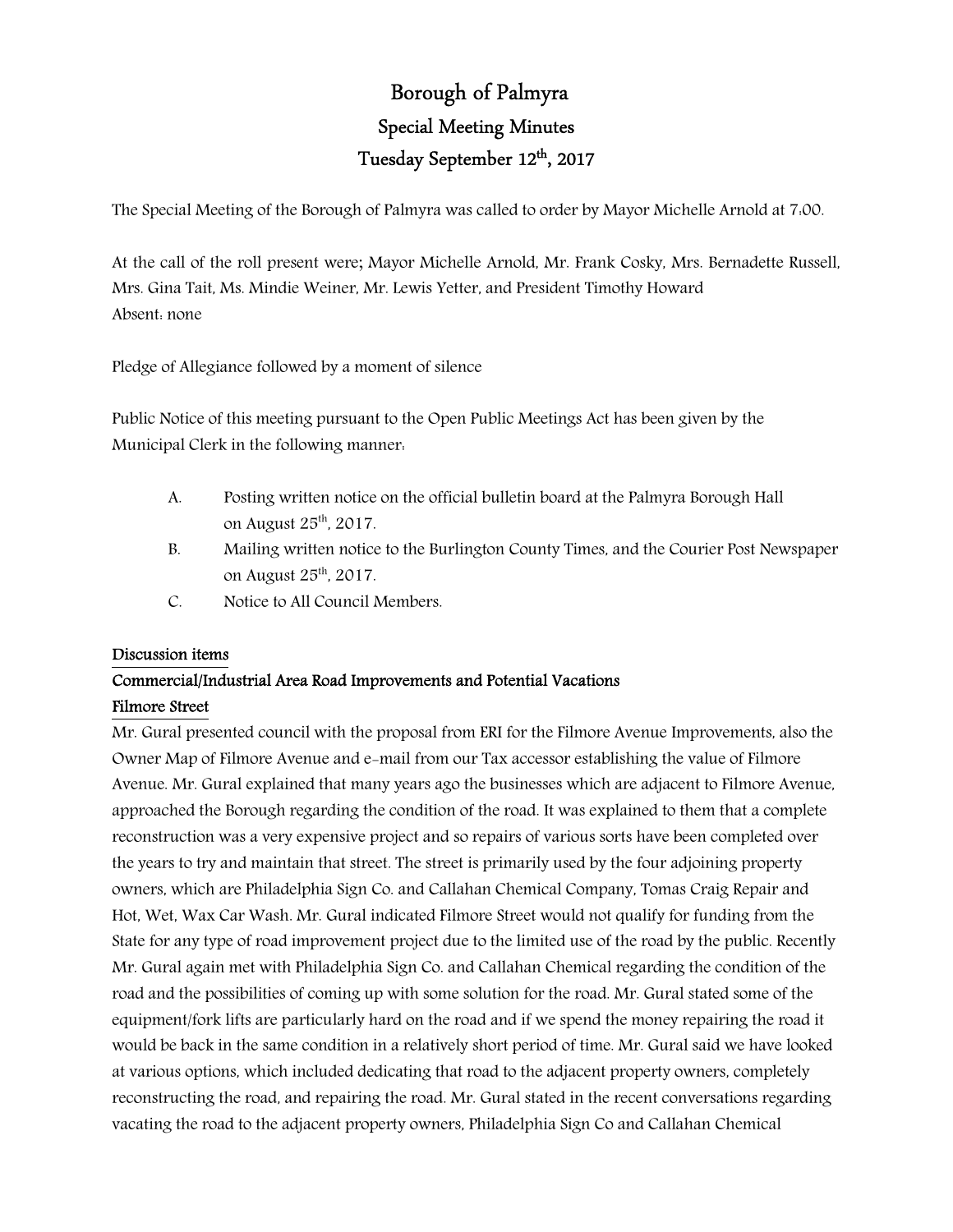# Borough of Palmyra

## Special Meeting Minutes

## Tuesday September 12th, 2017

The Special Meeting of the Borough of Palmyra was called to order by Mayor Michelle Arnold at 7:00.

At the call of the roll present were; Mayor Michelle Arnold, Mr. Frank Cosky, Mrs. Bernadette Russell, Mrs. Gina Tait, Ms. Mindie Weiner, Mr. Lewis Yetter, and President Timothy Howard
Absent: none

Pledge of Allegiance followed by a moment of silence

Public Notice of this meeting pursuant to the Open Public Meetings Act has been given by the Municipal Clerk in the following manner:

A. Posting written notice on the official bulletin board at the Palmyra Borough Hall on August 25th, 2017.
B. Mailing written notice to the Burlington County Times, and the Courier Post Newspaper on August 25th, 2017.
C. Notice to All Council Members.

**Discussion items**

**Commercial/Industrial Area Road Improvements and Potential Vacations**

**Filmore Street**

Mr. Gural presented council with the proposal from ERI for the Filmore Avenue Improvements, also the Owner Map of Filmore Avenue and e-mail from our Tax accessor establishing the value of Filmore Avenue. Mr. Gural explained that many years ago the businesses which are adjacent to Filmore Avenue, approached the Borough regarding the condition of the road. It was explained to them that a complete reconstruction was a very expensive project and so repairs of various sorts have been completed over the years to try and maintain that street. The street is primarily used by the four adjoining property owners, which are Philadelphia Sign Co. and Callahan Chemical Company, Tomas Craig Repair and Hot, Wet, Wax Car Wash. Mr. Gural indicated Filmore Street would not qualify for funding from the State for any type of road improvement project due to the limited use of the road by the public. Recently Mr. Gural again met with Philadelphia Sign Co. and Callahan Chemical regarding the condition of the road and the possibilities of coming up with some solution for the road. Mr. Gural stated some of the equipment/fork lifts are particularly hard on the road and if we spend the money repairing the road it would be back in the same condition in a relatively short period of time. Mr. Gural said we have looked at various options, which included dedicating that road to the adjacent property owners, completely reconstructing the road, and repairing the road. Mr. Gural stated in the recent conversations regarding vacating the road to the adjacent property owners, Philadelphia Sign Co and Callahan Chemical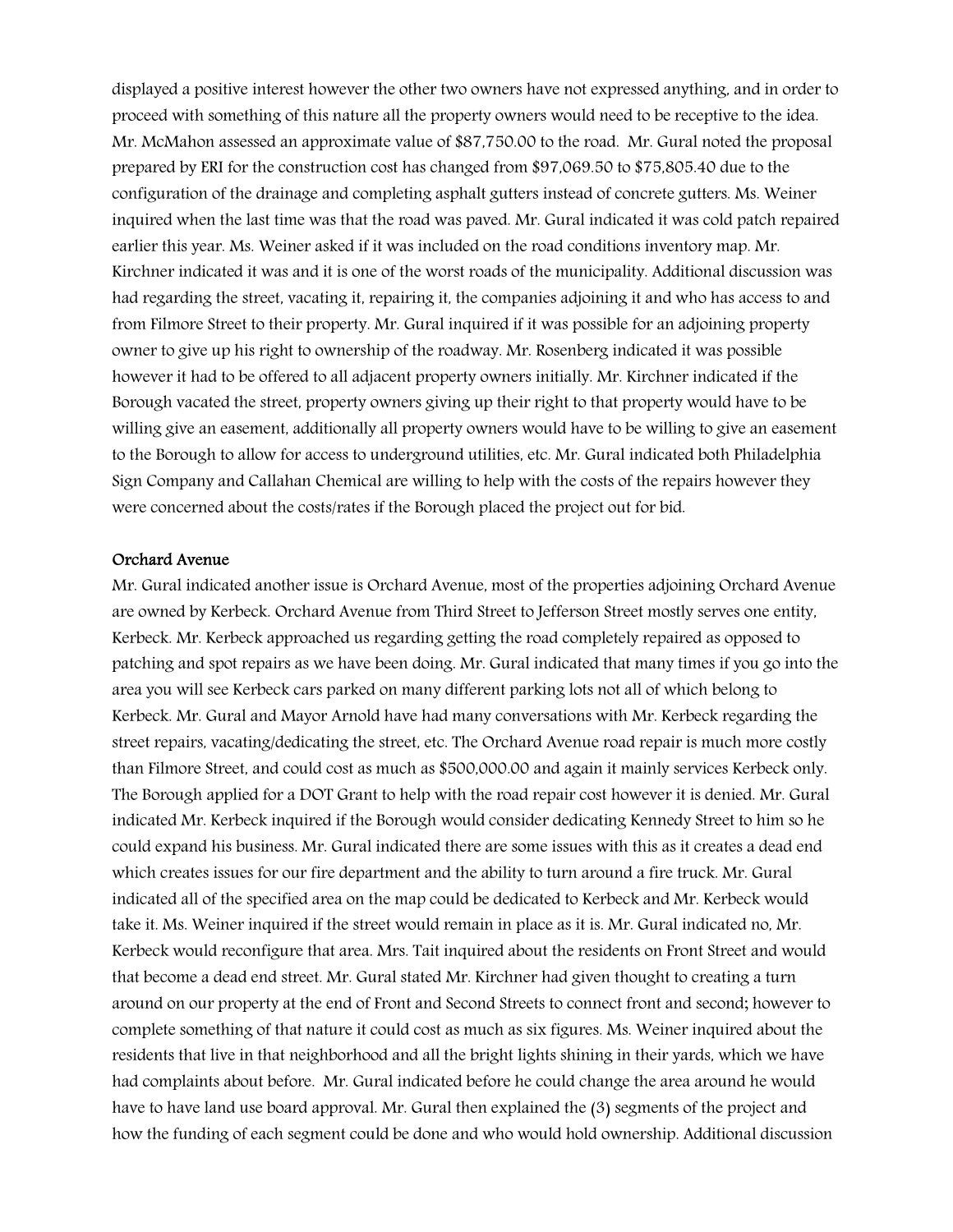displayed a positive interest however the other two owners have not expressed anything, and in order to proceed with something of this nature all the property owners would need to be receptive to the idea. Mr. McMahon assessed an approximate value of $87,750.00 to the road. Mr. Gural noted the proposal prepared by ERI for the construction cost has changed from $97,069.50 to $75,805.40 due to the configuration of the drainage and completing asphalt gutters instead of concrete gutters. Ms. Weiner inquired when the last time was that the road was paved. Mr. Gural indicated it was cold patch repaired earlier this year. Ms. Weiner asked if it was included on the road conditions inventory map. Mr. Kirchner indicated it was and it is one of the worst roads of the municipality. Additional discussion was had regarding the street, vacating it, repairing it, the companies adjoining it and who has access to and from Filmore Street to their property. Mr. Gural inquired if it was possible for an adjoining property owner to give up his right to ownership of the roadway. Mr. Rosenberg indicated it was possible however it had to be offered to all adjacent property owners initially. Mr. Kirchner indicated if the Borough vacated the street, property owners giving up their right to that property would have to be willing give an easement, additionally all property owners would have to be willing to give an easement to the Borough to allow for access to underground utilities, etc. Mr. Gural indicated both Philadelphia Sign Company and Callahan Chemical are willing to help with the costs of the repairs however they were concerned about the costs/rates if the Borough placed the project out for bid.

**Orchard Avenue**

Mr. Gural indicated another issue is Orchard Avenue, most of the properties adjoining Orchard Avenue are owned by Kerbeck. Orchard Avenue from Third Street to Jefferson Street mostly serves one entity, Kerbeck. Mr. Kerbeck approached us regarding getting the road completely repaired as opposed to patching and spot repairs as we have been doing. Mr. Gural indicated that many times if you go into the area you will see Kerbeck cars parked on many different parking lots not all of which belong to Kerbeck. Mr. Gural and Mayor Arnold have had many conversations with Mr. Kerbeck regarding the street repairs, vacating/dedicating the street, etc. The Orchard Avenue road repair is much more costly than Filmore Street, and could cost as much as $500,000.00 and again it mainly services Kerbeck only. The Borough applied for a DOT Grant to help with the road repair cost however it is denied. Mr. Gural indicated Mr. Kerbeck inquired if the Borough would consider dedicating Kennedy Street to him so he could expand his business. Mr. Gural indicated there are some issues with this as it creates a dead end which creates issues for our fire department and the ability to turn around a fire truck. Mr. Gural indicated all of the specified area on the map could be dedicated to Kerbeck and Mr. Kerbeck would take it. Ms. Weiner inquired if the street would remain in place as it is. Mr. Gural indicated no, Mr. Kerbeck would reconfigure that area. Mrs. Tait inquired about the residents on Front Street and would that become a dead end street. Mr. Gural stated Mr. Kirchner had given thought to creating a turn around on our property at the end of Front and Second Streets to connect front and second; however to complete something of that nature it could cost as much as six figures. Ms. Weiner inquired about the residents that live in that neighborhood and all the bright lights shining in their yards, which we have had complaints about before. Mr. Gural indicated before he could change the area around he would have to have land use board approval. Mr. Gural then explained the (3) segments of the project and how the funding of each segment could be done and who would hold ownership. Additional discussion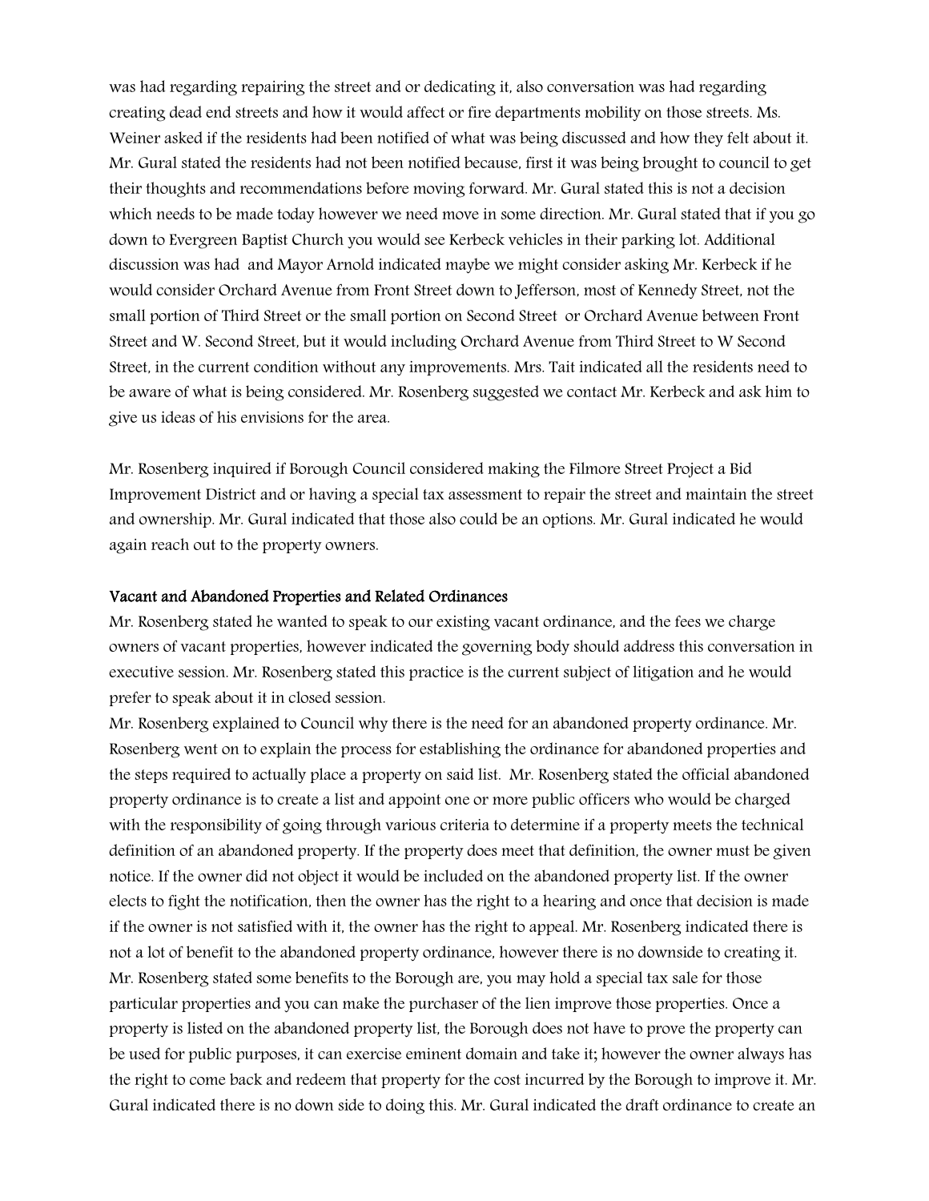was had regarding repairing the street and or dedicating it, also conversation was had regarding creating dead end streets and how it would affect or fire departments mobility on those streets. Ms. Weiner asked if the residents had been notified of what was being discussed and how they felt about it. Mr. Gural stated the residents had not been notified because, first it was being brought to council to get their thoughts and recommendations before moving forward. Mr. Gural stated this is not a decision which needs to be made today however we need move in some direction. Mr. Gural stated that if you go down to Evergreen Baptist Church you would see Kerbeck vehicles in their parking lot. Additional discussion was had and Mayor Arnold indicated maybe we might consider asking Mr. Kerbeck if he would consider Orchard Avenue from Front Street down to Jefferson, most of Kennedy Street, not the small portion of Third Street or the small portion on Second Street or Orchard Avenue between Front Street and W. Second Street, but it would including Orchard Avenue from Third Street to W Second Street, in the current condition without any improvements. Mrs. Tait indicated all the residents need to be aware of what is being considered. Mr. Rosenberg suggested we contact Mr. Kerbeck and ask him to give us ideas of his envisions for the area.

Mr. Rosenberg inquired if Borough Council considered making the Filmore Street Project a Bid Improvement District and or having a special tax assessment to repair the street and maintain the street and ownership. Mr. Gural indicated that those also could be an options. Mr. Gural indicated he would again reach out to the property owners.

### Vacant and Abandoned Properties and Related Ordinances

Mr. Rosenberg stated he wanted to speak to our existing vacant ordinance, and the fees we charge owners of vacant properties, however indicated the governing body should address this conversation in executive session. Mr. Rosenberg stated this practice is the current subject of litigation and he would prefer to speak about it in closed session.

Mr. Rosenberg explained to Council why there is the need for an abandoned property ordinance. Mr. Rosenberg went on to explain the process for establishing the ordinance for abandoned properties and the steps required to actually place a property on said list. Mr. Rosenberg stated the official abandoned property ordinance is to create a list and appoint one or more public officers who would be charged with the responsibility of going through various criteria to determine if a property meets the technical definition of an abandoned property. If the property does meet that definition, the owner must be given notice. If the owner did not object it would be included on the abandoned property list. If the owner elects to fight the notification, then the owner has the right to a hearing and once that decision is made if the owner is not satisfied with it, the owner has the right to appeal. Mr. Rosenberg indicated there is not a lot of benefit to the abandoned property ordinance, however there is no downside to creating it. Mr. Rosenberg stated some benefits to the Borough are, you may hold a special tax sale for those particular properties and you can make the purchaser of the lien improve those properties. Once a property is listed on the abandoned property list, the Borough does not have to prove the property can be used for public purposes, it can exercise eminent domain and take it; however the owner always has the right to come back and redeem that property for the cost incurred by the Borough to improve it. Mr. Gural indicated there is no down side to doing this. Mr. Gural indicated the draft ordinance to create an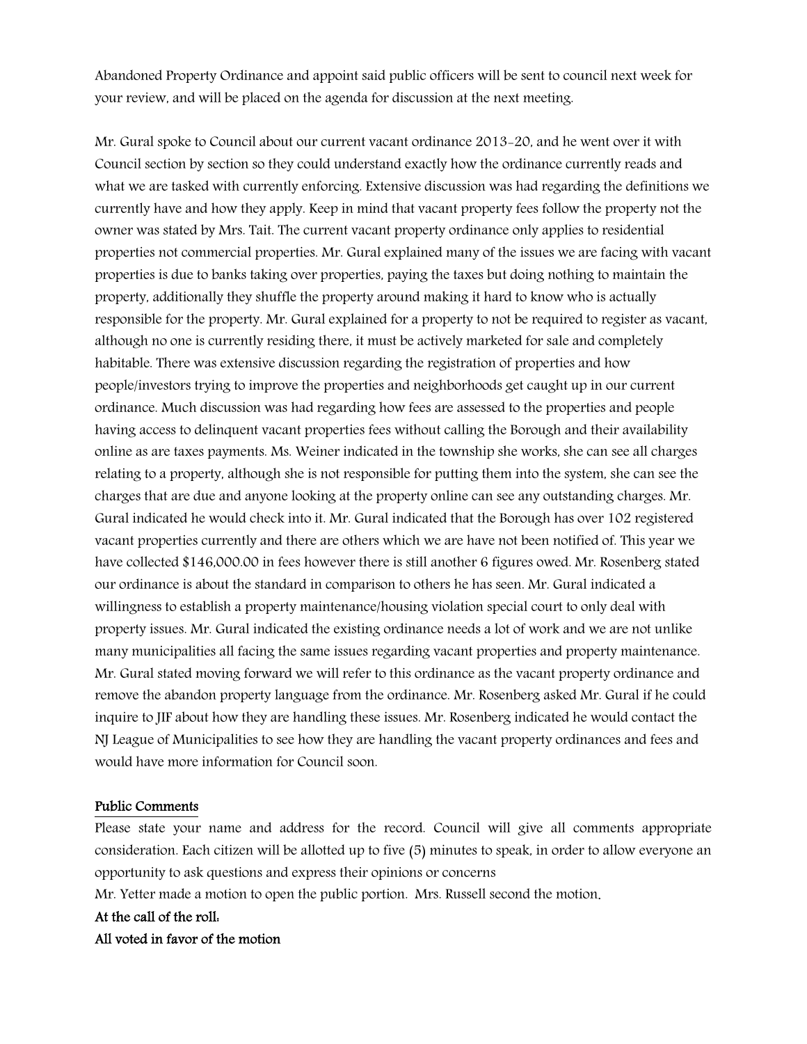Abandoned Property Ordinance and appoint said public officers will be sent to council next week for your review, and will be placed on the agenda for discussion at the next meeting.

Mr. Gural spoke to Council about our current vacant ordinance 2013-20, and he went over it with Council section by section so they could understand exactly how the ordinance currently reads and what we are tasked with currently enforcing. Extensive discussion was had regarding the definitions we currently have and how they apply. Keep in mind that vacant property fees follow the property not the owner was stated by Mrs. Tait. The current vacant property ordinance only applies to residential properties not commercial properties. Mr. Gural explained many of the issues we are facing with vacant properties is due to banks taking over properties, paying the taxes but doing nothing to maintain the property, additionally they shuffle the property around making it hard to know who is actually responsible for the property. Mr. Gural explained for a property to not be required to register as vacant, although no one is currently residing there, it must be actively marketed for sale and completely habitable. There was extensive discussion regarding the registration of properties and how people/investors trying to improve the properties and neighborhoods get caught up in our current ordinance. Much discussion was had regarding how fees are assessed to the properties and people having access to delinquent vacant properties fees without calling the Borough and their availability online as are taxes payments. Ms. Weiner indicated in the township she works, she can see all charges relating to a property, although she is not responsible for putting them into the system, she can see the charges that are due and anyone looking at the property online can see any outstanding charges. Mr. Gural indicated he would check into it. Mr. Gural indicated that the Borough has over 102 registered vacant properties currently and there are others which we are have not been notified of. This year we have collected $146,000.00 in fees however there is still another 6 figures owed. Mr. Rosenberg stated our ordinance is about the standard in comparison to others he has seen. Mr. Gural indicated a willingness to establish a property maintenance/housing violation special court to only deal with property issues. Mr. Gural indicated the existing ordinance needs a lot of work and we are not unlike many municipalities all facing the same issues regarding vacant properties and property maintenance. Mr. Gural stated moving forward we will refer to this ordinance as the vacant property ordinance and remove the abandon property language from the ordinance. Mr. Rosenberg asked Mr. Gural if he could inquire to JIF about how they are handling these issues. Mr. Rosenberg indicated he would contact the NJ League of Municipalities to see how they are handling the vacant property ordinances and fees and would have more information for Council soon.

## Public Comments

Please state your name and address for the record. Council will give all comments appropriate consideration. Each citizen will be allotted up to five (5) minutes to speak, in order to allow everyone an opportunity to ask questions and express their opinions or concerns

Mr. Yetter made a motion to open the public portion. Mrs. Russell second the motion.

**At the call of the roll:**

**All voted in favor of the motion**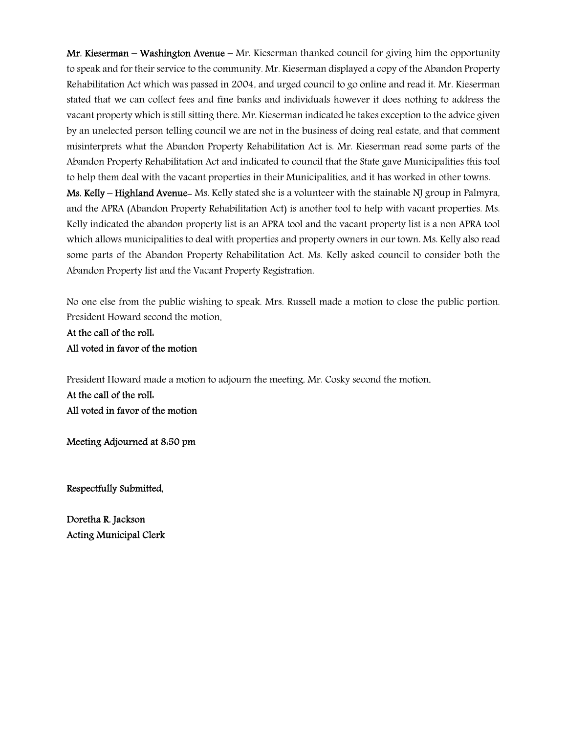**Mr. Kieserman – Washington Avenue** – Mr. Kieserman thanked council for giving him the opportunity to speak and for their service to the community. Mr. Kieserman displayed a copy of the Abandon Property Rehabilitation Act which was passed in 2004, and urged council to go online and read it. Mr. Kieserman stated that we can collect fees and fine banks and individuals however it does nothing to address the vacant property which is still sitting there. Mr. Kieserman indicated he takes exception to the advice given by an unelected person telling council we are not in the business of doing real estate, and that comment misinterprets what the Abandon Property Rehabilitation Act is. Mr. Kieserman read some parts of the Abandon Property Rehabilitation Act and indicated to council that the State gave Municipalities this tool to help them deal with the vacant properties in their Municipalities, and it has worked in other towns.

**Ms. Kelly – Highland Avenue**- Ms. Kelly stated she is a volunteer with the stainable NJ group in Palmyra, and the APRA (Abandon Property Rehabilitation Act) is another tool to help with vacant properties. Ms. Kelly indicated the abandon property list is an APRA tool and the vacant property list is a non APRA tool which allows municipalities to deal with properties and property owners in our town. Ms. Kelly also read some parts of the Abandon Property Rehabilitation Act. Ms. Kelly asked council to consider both the Abandon Property list and the Vacant Property Registration.

No one else from the public wishing to speak. Mrs. Russell made a motion to close the public portion. President Howard second the motion.

**At the call of the roll:**
**All voted in favor of the motion**

President Howard made a motion to adjourn the meeting, Mr. Cosky second the motion.

**At the call of the roll:**
**All voted in favor of the motion**

**Meeting Adjourned at 8:50 pm**

**Respectfully Submitted,**

**Doretha R. Jackson**
**Acting Municipal Clerk**